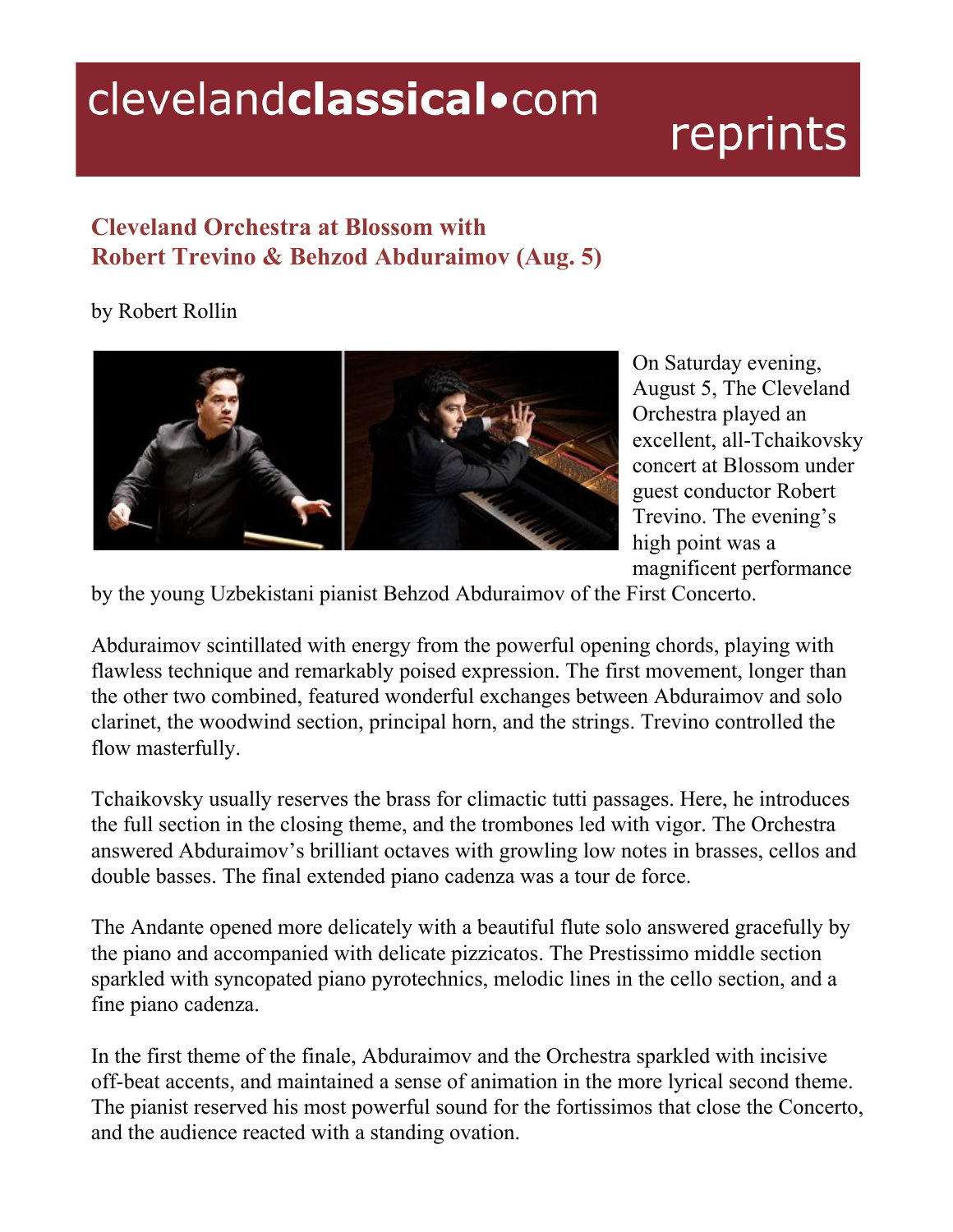clevelandclassical•com reprints

## Cleveland Orchestra at Blossom with Robert Trevino & Behzod Abduraimov (Aug. 5)

by Robert Rollin

On Saturday evening, August 5, The Cleveland Orchestra played an excellent, all-Tchaikovsky concert at Blossom under guest conductor Robert Trevino. The evening's high point was a magnificent performance by the young Uzbekistani pianist Behzod Abduraimov of the First Concerto.

Abduraimov scintillated with energy from the powerful opening chords, playing with flawless technique and remarkably poised expression. The first movement, longer than the other two combined, featured wonderful exchanges between Abduraimov and solo clarinet, the woodwind section, principal horn, and the strings. Trevino controlled the flow masterfully.

Tchaikovsky usually reserves the brass for climactic tutti passages. Here, he introduces the full section in the closing theme, and the trombones led with vigor. The Orchestra answered Abduraimov's brilliant octaves with growling low notes in brasses, cellos and double basses. The final extended piano cadenza was a tour de force.

The Andante opened more delicately with a beautiful flute solo answered gracefully by the piano and accompanied with delicate pizzicatos. The Prestissimo middle section sparkled with syncopated piano pyrotechnics, melodic lines in the cello section, and a fine piano cadenza.

In the first theme of the finale, Abduraimov and the Orchestra sparkled with incisive off-beat accents, and maintained a sense of animation in the more lyrical second theme. The pianist reserved his most powerful sound for the fortissimos that close the Concerto, and the audience reacted with a standing ovation.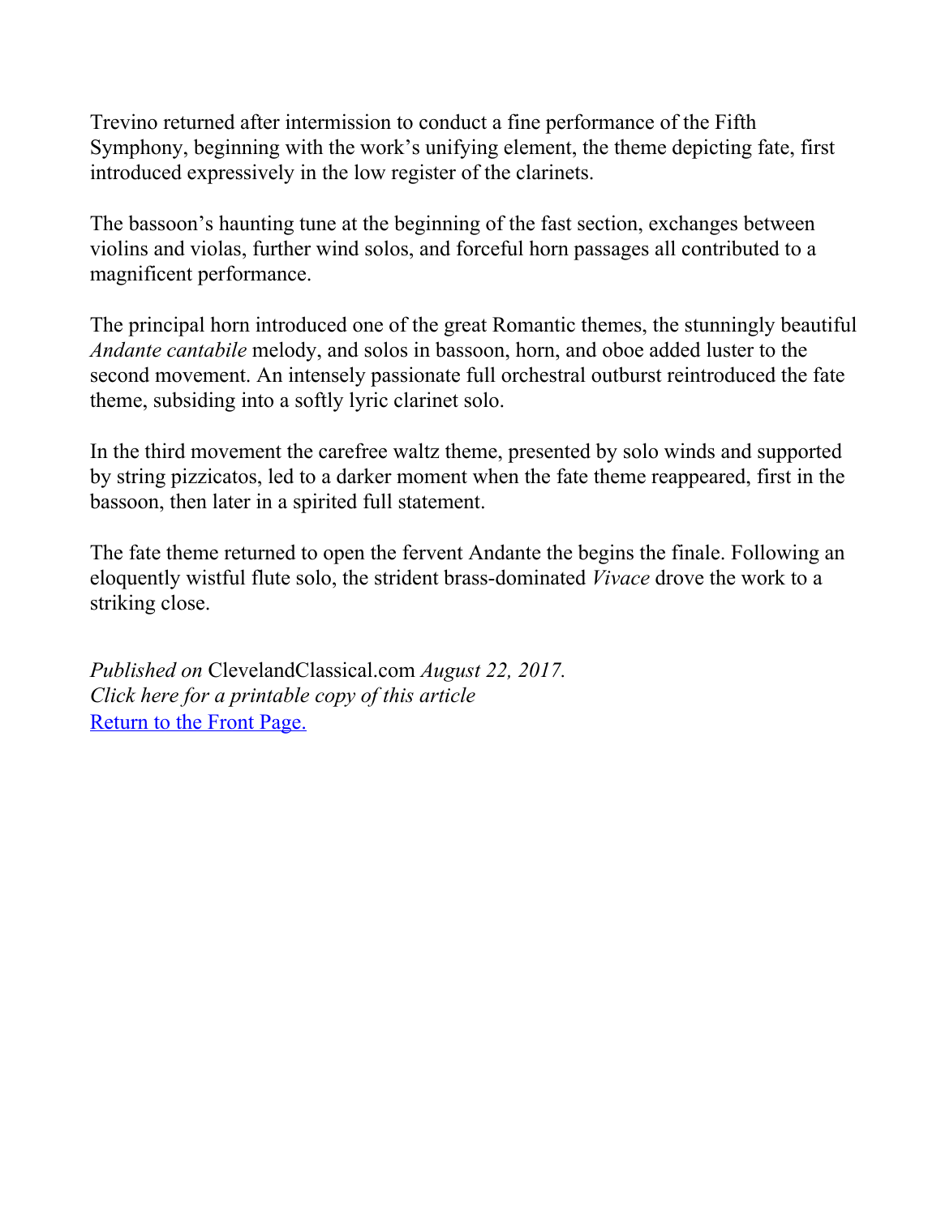Trevino returned after intermission to conduct a fine performance of the Fifth Symphony, beginning with the work's unifying element, the theme depicting fate, first introduced expressively in the low register of the clarinets.

The bassoon's haunting tune at the beginning of the fast section, exchanges between violins and violas, further wind solos, and forceful horn passages all contributed to a magnificent performance.

The principal horn introduced one of the great Romantic themes, the stunningly beautiful *Andante cantabile* melody, and solos in bassoon, horn, and oboe added luster to the second movement. An intensely passionate full orchestral outburst reintroduced the fate theme, subsiding into a softly lyric clarinet solo.

In the third movement the carefree waltz theme, presented by solo winds and supported by string pizzicatos, led to a darker moment when the fate theme reappeared, first in the bassoon, then later in a spirited full statement.

The fate theme returned to open the fervent Andante the begins the finale. Following an eloquently wistful flute solo, the strident brass-dominated *Vivace* drove the work to a striking close.

*Published on* ClevelandClassical.com *August 22, 2017.*
*Click here for a printable copy of this article*
[Return to the Front Page.]